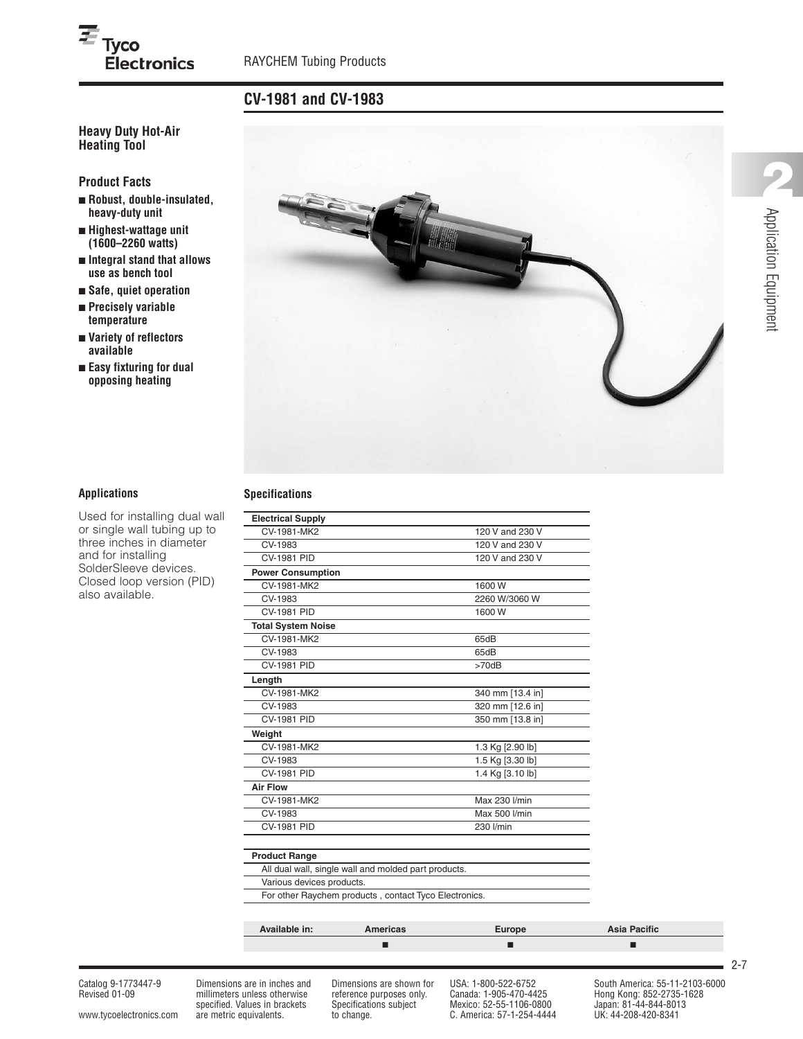## CV-1981 and CV-1983

### Heavy Duty Hot-Air Heating Tool

### Product Facts

- **Robust, double-insulated, heavy-duty unit**
- **Highest-wattage unit (1600–2260 watts)**
- **Integral stand that allows use as bench tool**
- **Safe, quiet operation**
- **Precisely variable temperature**
- **Variety of reflectors available**
- **Easy fixturing for dual opposing heating**

### Applications

Used for installing dual wall or single wall tubing up to three inches in diameter and for installing SolderSleeve devices. Closed loop version (PID) also available.

### Specifications

| Electrical Supply | |
|---|---|
| CV-1981-MK2 | 120 V and 230 V |
| CV-1983 | 120 V and 230 V |
| CV-1981 PID | 120 V and 230 V |
| **Power Consumption** | |
| CV-1981-MK2 | 1600 W |
| CV-1983 | 2260 W/3060 W |
| CV-1981 PID | 1600 W |
| **Total System Noise** | |
| CV-1981-MK2 | 65dB |
| CV-1983 | 65dB |
| CV-1981 PID | >70dB |
| **Length** | |
| CV-1981-MK2 | 340 mm [13.4 in] |
| CV-1983 | 320 mm [12.6 in] |
| CV-1981 PID | 350 mm [13.8 in] |
| **Weight** | |
| CV-1981-MK2 | 1.3 Kg [2.90 lb] |
| CV-1983 | 1.5 Kg [3.30 lb] |
| CV-1981 PID | 1.4 Kg [3.10 lb] |
| **Air Flow** | |
| CV-1981-MK2 | Max 230 l/min |
| CV-1983 | Max 500 l/min |
| CV-1981 PID | 230 l/min |

| Product Range |
|---|
| All dual wall, single wall and molded part products. |
| Various devices products. |
| For other Raychem products , contact Tyco Electronics. |

| Available in: | Americas | Europe | Asia Pacific |
|---|---|---|---|
| | ■ | ■ | ■ |

Catalog 9-1773447-9
Revised 01-09

www.tycoelectronics.com

Dimensions are in inches and millimeters unless otherwise specified. Values in brackets are metric equivalents.

Dimensions are shown for reference purposes only. Specifications subject to change.

USA: 1-800-522-6752
Canada: 1-905-470-4425
Mexico: 52-55-1106-0800
C. America: 57-1-254-4444

South America: 55-11-2103-6000
Hong Kong: 852-2735-1628
Japan: 81-44-844-8013
UK: 44-208-420-8341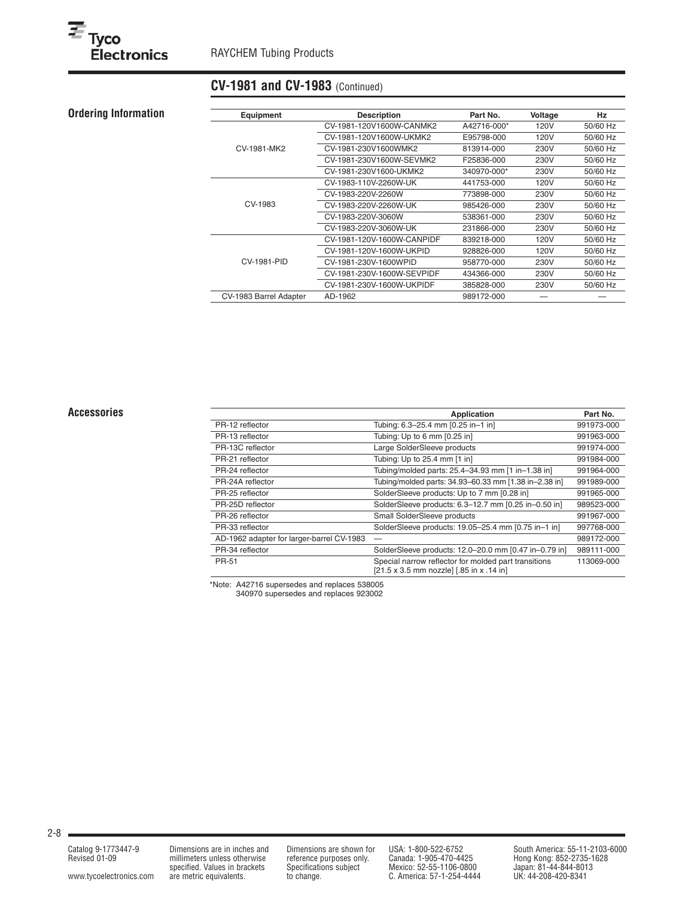## CV-1981 and CV-1983 (Continued)

### Ordering Information

| Equipment | Description | Part No. | Voltage | Hz |
|---|---|---|---|---|
| CV-1981-MK2 | CV-1981-120V1600W-CANMK2 | A42716-000* | 120V | 50/60 Hz |
| | CV-1981-120V1600W-UKMK2 | E95798-000 | 120V | 50/60 Hz |
| | CV-1981-230V1600WMK2 | 813914-000 | 230V | 50/60 Hz |
| | CV-1981-230V1600W-SEVMK2 | F25836-000 | 230V | 50/60 Hz |
| | CV-1981-230V1600-UKMK2 | 340970-000* | 230V | 50/60 Hz |
| CV-1983 | CV-1983-110V-2260W-UK | 441753-000 | 120V | 50/60 Hz |
| | CV-1983-220V-2260W | 773898-000 | 230V | 50/60 Hz |
| | CV-1983-220V-2260W-UK | 985426-000 | 230V | 50/60 Hz |
| | CV-1983-220V-3060W | 538361-000 | 230V | 50/60 Hz |
| | CV-1983-220V-3060W-UK | 231866-000 | 230V | 50/60 Hz |
| CV-1981-PID | CV-1981-120V-1600W-CANPIDF | 839218-000 | 120V | 50/60 Hz |
| | CV-1981-120V-1600W-UKPID | 928826-000 | 120V | 50/60 Hz |
| | CV-1981-230V-1600WPID | 958770-000 | 230V | 50/60 Hz |
| | CV-1981-230V-1600W-SEVPIDF | 434366-000 | 230V | 50/60 Hz |
| | CV-1981-230V-1600W-UKPIDF | 385828-000 | 230V | 50/60 Hz |
| CV-1983 Barrel Adapter | AD-1962 | 989172-000 | — | — |

### Accessories

| | Application | Part No. |
|---|---|---|
| PR-12 reflector | Tubing: 6.3–25.4 mm [0.25 in–1 in] | 991973-000 |
| PR-13 reflector | Tubing: Up to 6 mm [0.25 in] | 991963-000 |
| PR-13C reflector | Large SolderSleeve products | 991974-000 |
| PR-21 reflector | Tubing: Up to 25.4 mm [1 in] | 991984-000 |
| PR-24 reflector | Tubing/molded parts: 25.4–34.93 mm [1 in–1.38 in] | 991964-000 |
| PR-24A reflector | Tubing/molded parts: 34.93–60.33 mm [1.38 in–2.38 in] | 991989-000 |
| PR-25 reflector | SolderSleeve products: Up to 7 mm [0.28 in] | 991965-000 |
| PR-25D reflector | SolderSleeve products: 6.3–12.7 mm [0.25 in–0.50 in] | 989523-000 |
| PR-26 reflector | Small SolderSleeve products | 991967-000 |
| PR-33 reflector | SolderSleeve products: 19.05–25.4 mm [0.75 in–1 in] | 997768-000 |
| AD-1962 adapter for larger-barrel CV-1983 | — | 989172-000 |
| PR-34 reflector | SolderSleeve products: 12.0–20.0 mm [0.47 in–0.79 in] | 989111-000 |
| PR-51 | Special narrow reflector for molded part transitions [21.5 x 3.5 mm nozzle] [.85 in x .14 in] | 113069-000 |

*Note: A42716 supersedes and replaces 538005
340970 supersedes and replaces 923002

Catalog 9-1773447-9
Revised 01-09

www.tycoelectronics.com

Dimensions are in inches and millimeters unless otherwise specified. Values in brackets are metric equivalents.

Dimensions are shown for reference purposes only. Specifications subject to change.

USA: 1-800-522-6752
Canada: 1-905-470-4425
Mexico: 52-55-1106-0800
C. America: 57-1-254-4444

South America: 55-11-2103-6000
Hong Kong: 852-2735-1628
Japan: 81-44-844-8013
UK: 44-208-420-8341